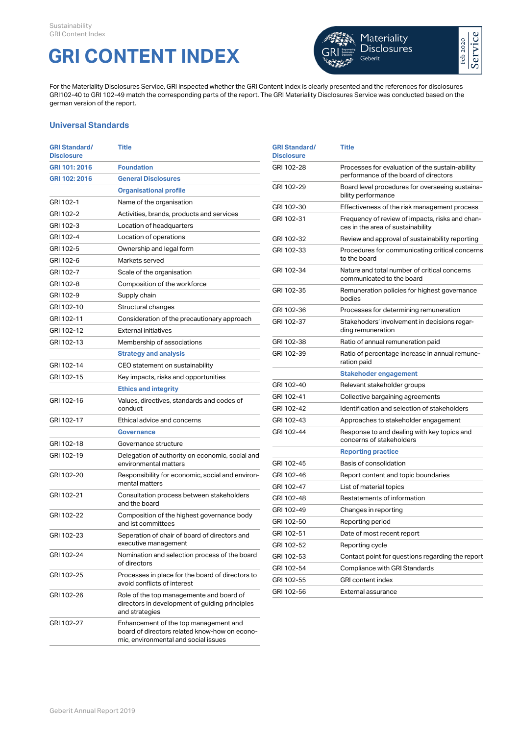# GRI CONTENT INDEX

For the Materiality Disclosures Service, GRI inspected whether the GRI Content Index is clearly presented and the references for disclosures GRI102-40 to GRI 102-49 match the corresponding parts of the report. The GRI Materiality Disclosures Service was conducted based on the german version of the report.

## Universal Standards

| GRI Standard/ Disclosure | Title |
|---|---|
| **GRI 101: 2016** | **Foundation** |
| **GRI 102: 2016** | **General Disclosures** |
| | **Organisational profile** |
| GRI 102-1 | Name of the organisation |
| GRI 102-2 | Activities, brands, products and services |
| GRI 102-3 | Location of headquarters |
| GRI 102-4 | Location of operations |
| GRI 102-5 | Ownership and legal form |
| GRI 102-6 | Markets served |
| GRI 102-7 | Scale of the organisation |
| GRI 102-8 | Composition of the workforce |
| GRI 102-9 | Supply chain |
| GRI 102-10 | Structural changes |
| GRI 102-11 | Consideration of the precautionary approach |
| GRI 102-12 | External initiatives |
| GRI 102-13 | Membership of associations |
| | **Strategy and analysis** |
| GRI 102-14 | CEO statement on sustainability |
| GRI 102-15 | Key impacts, risks and opportunities |
| | **Ethics and integrity** |
| GRI 102-16 | Values, directives, standards and codes of conduct |
| GRI 102-17 | Ethical advice and concerns |
| | **Governance** |
| GRI 102-18 | Governance structure |
| GRI 102-19 | Delegation of authority on economic, social and environmental matters |
| GRI 102-20 | Responsibility for economic, social and environmental matters |
| GRI 102-21 | Consultation process between stakeholders and the board |
| GRI 102-22 | Composition of the highest governance body and ist committees |
| GRI 102-23 | Seperation of chair of board of directors and executive management |
| GRI 102-24 | Nomination and selection process of the board of directors |
| GRI 102-25 | Processes in place for the board of directors to avoid conflicts of interest |
| GRI 102-26 | Role of the top management and board of directors in development of guiding principles and strategies |
| GRI 102-27 | Enhancement of the top management and board of directors related know-how on economic, environmental and social issues |
| GRI 102-28 | Processes for evaluation of the sustain-ability performance of the board of directors |
| GRI 102-29 | Board level procedures for overseeing sustainability performance |
| GRI 102-30 | Effectiveness of the risk management process |
| GRI 102-31 | Frequency of review of impacts, risks and chances in the area of sustainability |
| GRI 102-32 | Review and approval of sustainability reporting |
| GRI 102-33 | Procedures for communicating critical concerns to the board |
| GRI 102-34 | Nature and total number of critical concerns communicated to the board |
| GRI 102-35 | Remuneration policies for highest governance bodies |
| GRI 102-36 | Processes for determining remuneration |
| GRI 102-37 | Stakehoders' involvement in decisions regarding remuneration |
| GRI 102-38 | Ratio of annual remuneration paid |
| GRI 102-39 | Ratio of percentage increase in annual remuneration paid |
| | **Stakehoder engagement** |
| GRI 102-40 | Relevant stakeholder groups |
| GRI 102-41 | Collective bargaining agreements |
| GRI 102-42 | Identification and selection of stakeholders |
| GRI 102-43 | Approaches to stakeholder engagement |
| GRI 102-44 | Response to and dealing with key topics and concerns of stakeholders |
| | **Reporting practice** |
| GRI 102-45 | Basis of consolidation |
| GRI 102-46 | Report content and topic boundaries |
| GRI 102-47 | List of material topics |
| GRI 102-48 | Restatements of information |
| GRI 102-49 | Changes in reporting |
| GRI 102-50 | Reporting period |
| GRI 102-51 | Date of most recent report |
| GRI 102-52 | Reporting cycle |
| GRI 102-53 | Contact point for questions regarding the report |
| GRI 102-54 | Compliance with GRI Standards |
| GRI 102-55 | GRI content index |
| GRI 102-56 | External assurance |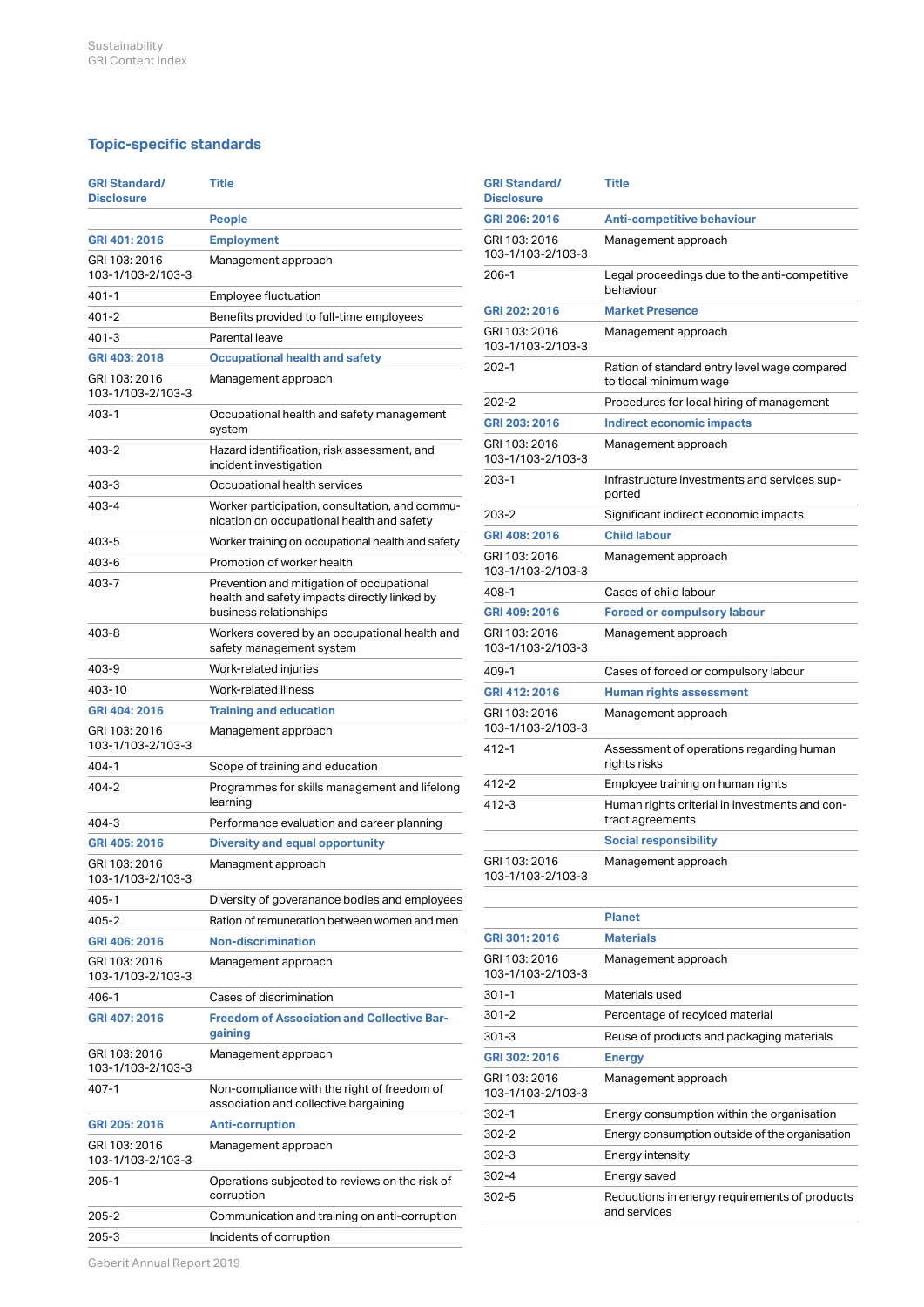## Topic-specific standards

| GRI Standard/ Disclosure | Title |
|---|---|
| | **People** |
| **GRI 401: 2016** | **Employment** |
| GRI 103: 2016 103-1/103-2/103-3 | Management approach |
| 401-1 | Employee fluctuation |
| 401-2 | Benefits provided to full-time employees |
| 401-3 | Parental leave |
| **GRI 403: 2018** | **Occupational health and safety** |
| GRI 103: 2016 103-1/103-2/103-3 | Management approach |
| 403-1 | Occupational health and safety management system |
| 403-2 | Hazard identification, risk assessment, and incident investigation |
| 403-3 | Occupational health services |
| 403-4 | Worker participation, consultation, and communication on occupational health and safety |
| 403-5 | Worker training on occupational health and safety |
| 403-6 | Promotion of worker health |
| 403-7 | Prevention and mitigation of occupational health and safety impacts directly linked by business relationships |
| 403-8 | Workers covered by an occupational health and safety management system |
| 403-9 | Work-related injuries |
| 403-10 | Work-related illness |
| **GRI 404: 2016** | **Training and education** |
| GRI 103: 2016 103-1/103-2/103-3 | Management approach |
| 404-1 | Scope of training and education |
| 404-2 | Programmes for skills management and lifelong learning |
| 404-3 | Performance evaluation and career planning |
| **GRI 405: 2016** | **Diversity and equal opportunity** |
| GRI 103: 2016 103-1/103-2/103-3 | Managment approach |
| 405-1 | Diversity of goveranance bodies and employees |
| 405-2 | Ration of remuneration between women and men |
| **GRI 406: 2016** | **Non-discrimination** |
| GRI 103: 2016 103-1/103-2/103-3 | Management approach |
| 406-1 | Cases of discrimination |
| **GRI 407: 2016** | **Freedom of Association and Collective Bargaining** |
| GRI 103: 2016 103-1/103-2/103-3 | Management approach |
| 407-1 | Non-compliance with the right of freedom of association and collective bargaining |
| **GRI 205: 2016** | **Anti-corruption** |
| GRI 103: 2016 103-1/103-2/103-3 | Management approach |
| 205-1 | Operations subjected to reviews on the risk of corruption |
| 205-2 | Communication and training on anti-corruption |
| 205-3 | Incidents of corruption |
| **GRI 206: 2016** | **Anti-competitive behaviour** |
| GRI 103: 2016 103-1/103-2/103-3 | Management approach |
| 206-1 | Legal proceedings due to the anti-competitive behaviour |
| **GRI 202: 2016** | **Market Presence** |
| GRI 103: 2016 103-1/103-2/103-3 | Management approach |
| 202-1 | Ration of standard entry level wage compared to tlocal minimum wage |
| 202-2 | Procedures for local hiring of management |
| **GRI 203: 2016** | **Indirect economic impacts** |
| GRI 103: 2016 103-1/103-2/103-3 | Management approach |
| 203-1 | Infrastructure investments and services supported |
| 203-2 | Significant indirect economic impacts |
| **GRI 408: 2016** | **Child labour** |
| GRI 103: 2016 103-1/103-2/103-3 | Management approach |
| 408-1 | Cases of child labour |
| **GRI 409: 2016** | **Forced or compulsory labour** |
| GRI 103: 2016 103-1/103-2/103-3 | Management approach |
| 409-1 | Cases of forced or compulsory labour |
| **GRI 412: 2016** | **Human rights assessment** |
| GRI 103: 2016 103-1/103-2/103-3 | Management approach |
| 412-1 | Assessment of operations regarding human rights risks |
| 412-2 | Employee training on human rights |
| 412-3 | Human rights criterial in investments and contract agreements |
| | **Social responsibility** |
| GRI 103: 2016 103-1/103-2/103-3 | Management approach |
| | **Planet** |
| **GRI 301: 2016** | **Materials** |
| GRI 103: 2016 103-1/103-2/103-3 | Management approach |
| 301-1 | Materials used |
| 301-2 | Percentage of recycled material |
| 301-3 | Reuse of products and packaging materials |
| **GRI 302: 2016** | **Energy** |
| GRI 103: 2016 103-1/103-2/103-3 | Management approach |
| 302-1 | Energy consumption within the organisation |
| 302-2 | Energy consumption outside of the organisation |
| 302-3 | Energy intensity |
| 302-4 | Energy saved |
| 302-5 | Reductions in energy requirements of products and services |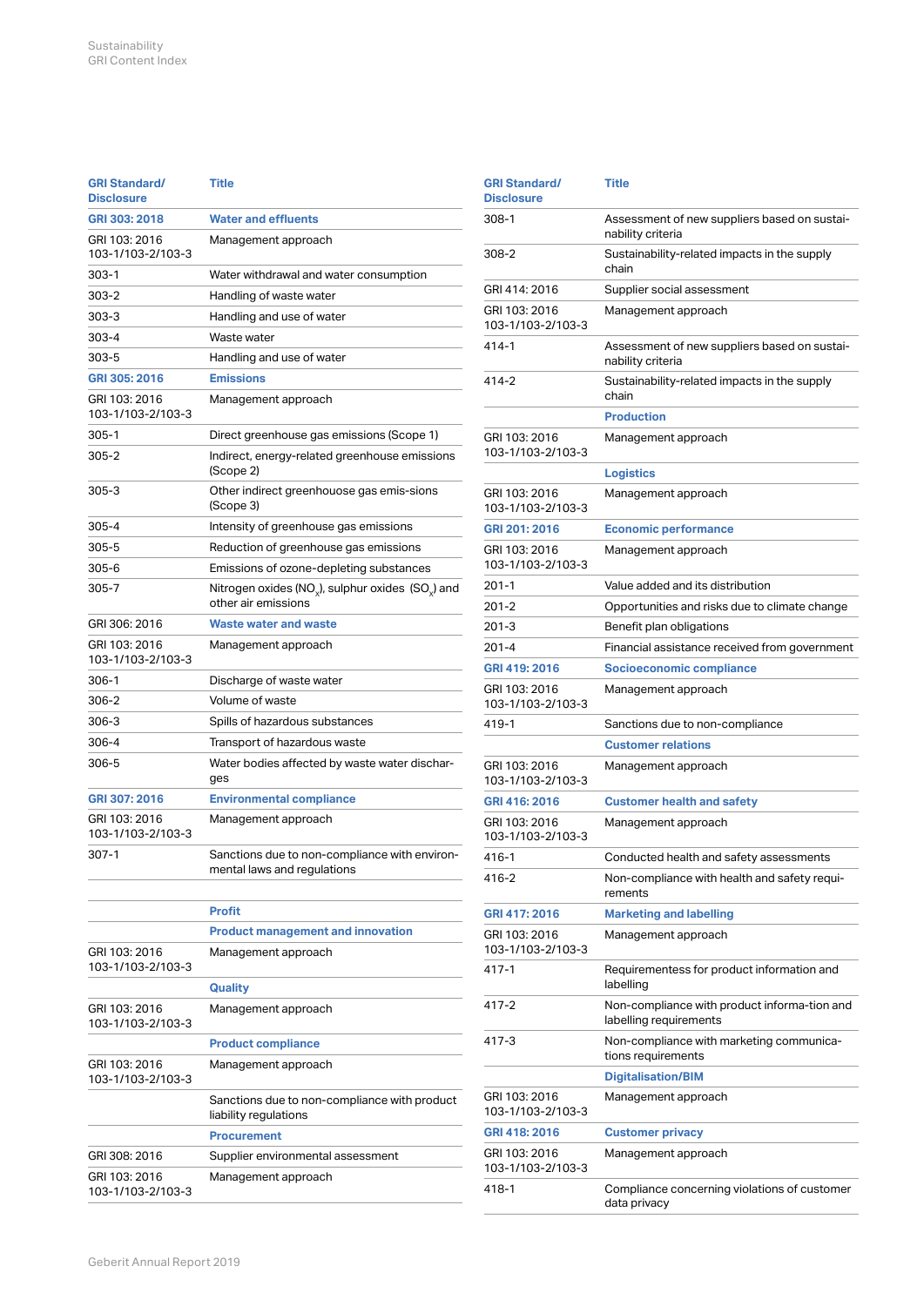| GRI Standard/ Disclosure | Title |
|---|---|
| **GRI 303: 2018** | **Water and effluents** |
| GRI 103: 2016 103-1/103-2/103-3 | Management approach |
| 303-1 | Water withdrawal and water consumption |
| 303-2 | Handling of waste water |
| 303-3 | Handling and use of water |
| 303-4 | Waste water |
| 303-5 | Handling and use of water |
| **GRI 305: 2016** | **Emissions** |
| GRI 103: 2016 103-1/103-2/103-3 | Management approach |
| 305-1 | Direct greenhouse gas emissions (Scope 1) |
| 305-2 | Indirect, energy-related greenhouse emissions (Scope 2) |
| 305-3 | Other indirect greenhouse gas emis-sions (Scope 3) |
| 305-4 | Intensity of greenhouse gas emissions |
| 305-5 | Reduction of greenhouse gas emissions |
| 305-6 | Emissions of ozone-depleting substances |
| 305-7 | Nitrogen oxides ($NO_x$), sulphur oxides ($SO_x$) and other air emissions |
| GRI 306: 2016 | **Waste water and waste** |
| GRI 103: 2016 103-1/103-2/103-3 | Management approach |
| 306-1 | Discharge of waste water |
| 306-2 | Volume of waste |
| 306-3 | Spills of hazardous substances |
| 306-4 | Transport of hazardous waste |
| 306-5 | Water bodies affected by waste water discharges |
| **GRI 307: 2016** | **Environmental compliance** |
| GRI 103: 2016 103-1/103-2/103-3 | Management approach |
| 307-1 | Sanctions due to non-compliance with environmental laws and regulations |
| | |
| | **Profit** |
| | **Product management and innovation** |
| GRI 103: 2016 103-1/103-2/103-3 | Management approach |
| | **Quality** |
| GRI 103: 2016 103-1/103-2/103-3 | Management approach |
| | **Product compliance** |
| GRI 103: 2016 103-1/103-2/103-3 | Management approach |
| | Sanctions due to non-compliance with product liability regulations |
| | **Procurement** |
| GRI 308: 2016 | Supplier environmental assessment |
| GRI 103: 2016 103-1/103-2/103-3 | Management approach |
| 308-1 | Assessment of new suppliers based on sustainability criteria |
| 308-2 | Sustainability-related impacts in the supply chain |
| GRI 414: 2016 | Supplier social assessment |
| GRI 103: 2016 103-1/103-2/103-3 | Management approach |
| 414-1 | Assessment of new suppliers based on sustainability criteria |
| 414-2 | Sustainability-related impacts in the supply chain |
| | **Production** |
| GRI 103: 2016 103-1/103-2/103-3 | Management approach |
| | **Logistics** |
| GRI 103: 2016 103-1/103-2/103-3 | Management approach |
| **GRI 201: 2016** | **Economic performance** |
| GRI 103: 2016 103-1/103-2/103-3 | Management approach |
| 201-1 | Value added and its distribution |
| 201-2 | Opportunities and risks due to climate change |
| 201-3 | Benefit plan obligations |
| 201-4 | Financial assistance received from government |
| **GRI 419: 2016** | **Socioeconomic compliance** |
| GRI 103: 2016 103-1/103-2/103-3 | Management approach |
| 419-1 | Sanctions due to non-compliance |
| | **Customer relations** |
| GRI 103: 2016 103-1/103-2/103-3 | Management approach |
| **GRI 416: 2016** | **Customer health and safety** |
| GRI 103: 2016 103-1/103-2/103-3 | Management approach |
| 416-1 | Conducted health and safety assessments |
| 416-2 | Non-compliance with health and safety requirements |
| **GRI 417: 2016** | **Marketing and labelling** |
| GRI 103: 2016 103-1/103-2/103-3 | Management approach |
| 417-1 | Requirementess for product information and labelling |
| 417-2 | Non-compliance with product informa-tion and labelling requirements |
| 417-3 | Non-compliance with marketing communications requirements |
| | **Digitalisation/BIM** |
| GRI 103: 2016 103-1/103-2/103-3 | Management approach |
| **GRI 418: 2016** | **Customer privacy** |
| GRI 103: 2016 103-1/103-2/103-3 | Management approach |
| 418-1 | Compliance concerning violations of customer data privacy |